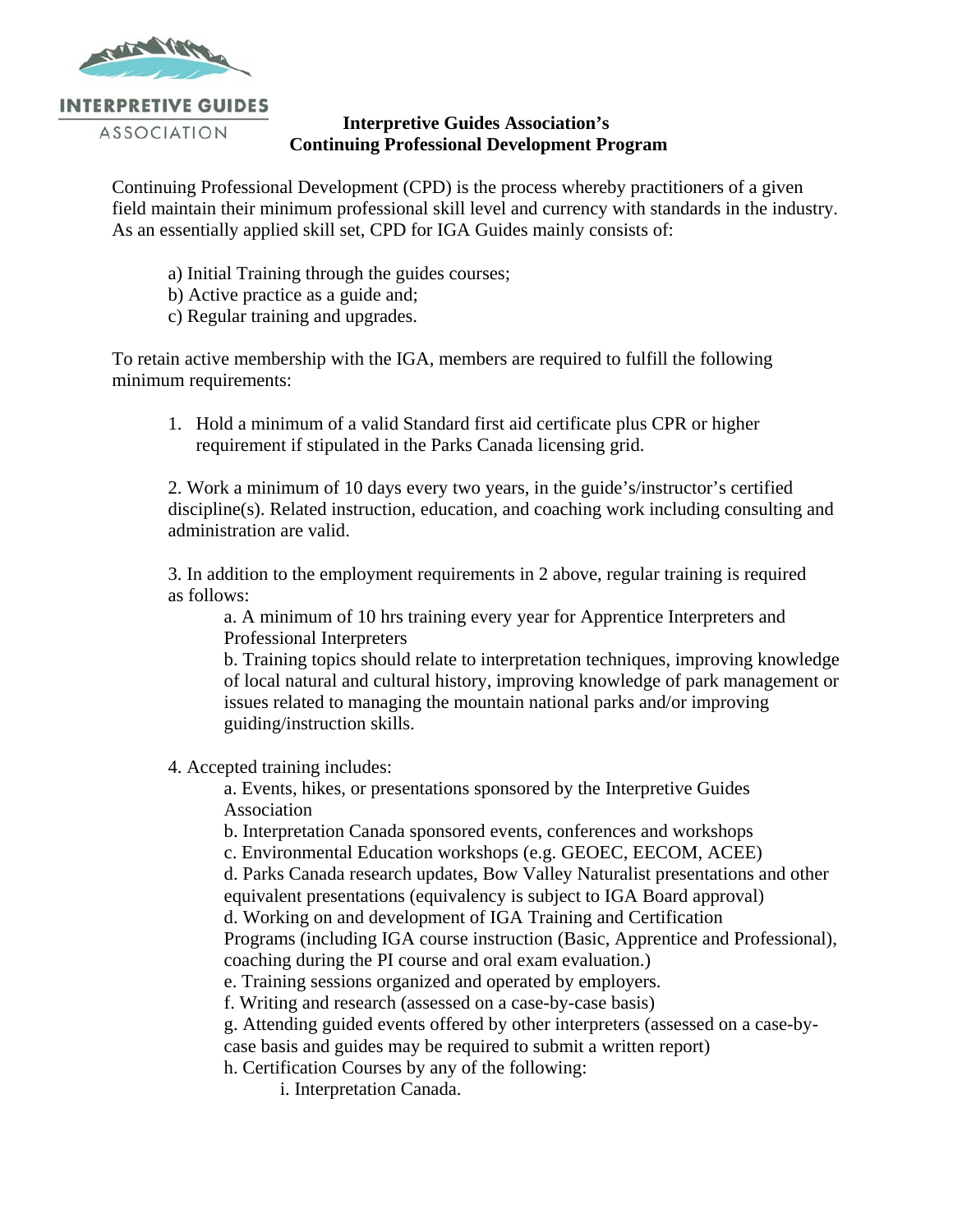INTERPRETIVE GUIDES ASSOCIATION

# Interpretive Guides Association's Continuing Professional Development Program

Continuing Professional Development (CPD) is the process whereby practitioners of a given field maintain their minimum professional skill level and currency with standards in the industry. As an essentially applied skill set, CPD for IGA Guides mainly consists of:

a) Initial Training through the guides courses;
b) Active practice as a guide and;
c) Regular training and upgrades.

To retain active membership with the IGA, members are required to fulfill the following minimum requirements:

1. Hold a minimum of a valid Standard first aid certificate plus CPR or higher requirement if stipulated in the Parks Canada licensing grid.

2. Work a minimum of 10 days every two years, in the guide's/instructor's certified discipline(s). Related instruction, education, and coaching work including consulting and administration are valid.

3. In addition to the employment requirements in 2 above, regular training is required as follows:
   a. A minimum of 10 hrs training every year for Apprentice Interpreters and Professional Interpreters
   b. Training topics should relate to interpretation techniques, improving knowledge of local natural and cultural history, improving knowledge of park management or issues related to managing the mountain national parks and/or improving guiding/instruction skills.

4. Accepted training includes:
   a. Events, hikes, or presentations sponsored by the Interpretive Guides Association
   b. Interpretation Canada sponsored events, conferences and workshops
   c. Environmental Education workshops (e.g. GEOEC, EECOM, ACEE)
   d. Parks Canada research updates, Bow Valley Naturalist presentations and other equivalent presentations (equivalency is subject to IGA Board approval)
   d. Working on and development of IGA Training and Certification Programs (including IGA course instruction (Basic, Apprentice and Professional), coaching during the PI course and oral exam evaluation.)
   e. Training sessions organized and operated by employers.
   f. Writing and research (assessed on a case-by-case basis)
   g. Attending guided events offered by other interpreters (assessed on a case-by-case basis and guides may be required to submit a written report)
   h. Certification Courses by any of the following:
      i. Interpretation Canada.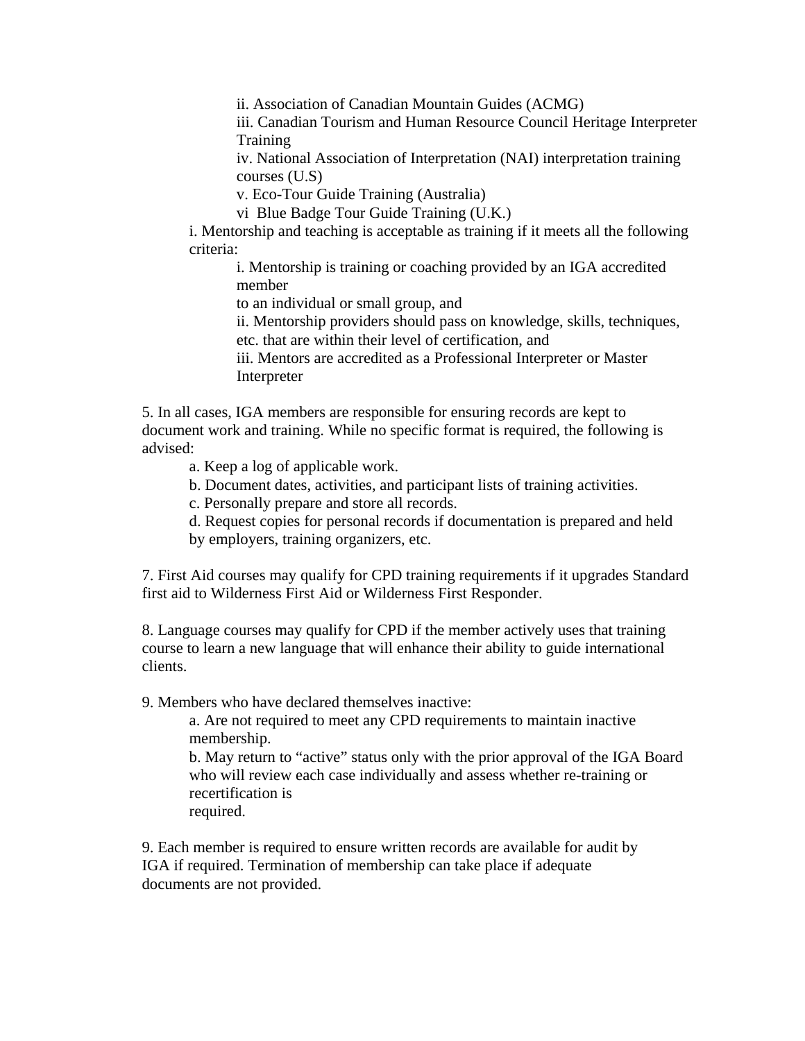ii. Association of Canadian Mountain Guides (ACMG)
iii. Canadian Tourism and Human Resource Council Heritage Interpreter Training
iv. National Association of Interpretation (NAI) interpretation training courses (U.S)
v. Eco-Tour Guide Training (Australia)
vi Blue Badge Tour Guide Training (U.K.)

i. Mentorship and teaching is acceptable as training if it meets all the following criteria:

i. Mentorship is training or coaching provided by an IGA accredited member
to an individual or small group, and
ii. Mentorship providers should pass on knowledge, skills, techniques, etc. that are within their level of certification, and
iii. Mentors are accredited as a Professional Interpreter or Master Interpreter

5. In all cases, IGA members are responsible for ensuring records are kept to document work and training. While no specific format is required, the following is advised:

a. Keep a log of applicable work.
b. Document dates, activities, and participant lists of training activities.
c. Personally prepare and store all records.
d. Request copies for personal records if documentation is prepared and held by employers, training organizers, etc.

7. First Aid courses may qualify for CPD training requirements if it upgrades Standard first aid to Wilderness First Aid or Wilderness First Responder.

8. Language courses may qualify for CPD if the member actively uses that training course to learn a new language that will enhance their ability to guide international clients.

9. Members who have declared themselves inactive:

a. Are not required to meet any CPD requirements to maintain inactive membership.
b. May return to "active" status only with the prior approval of the IGA Board who will review each case individually and assess whether re-training or recertification is
required.

9. Each member is required to ensure written records are available for audit by IGA if required. Termination of membership can take place if adequate documents are not provided.